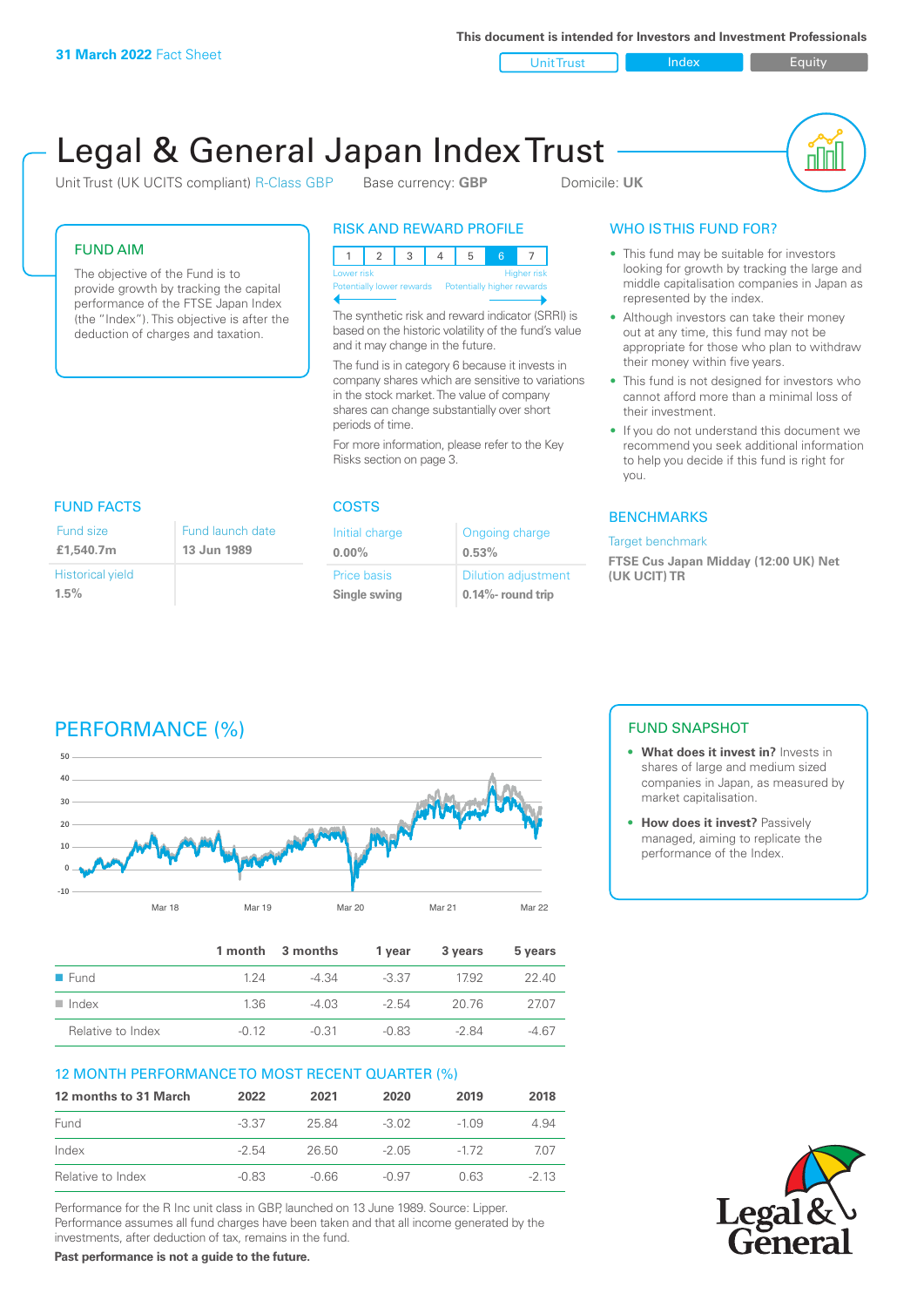31 March 2022 Fact Sheet

This document is intended for Investors and Investment Professionals

Unit Trust | Index | Equity

# Legal & General Japan Index Trust

Unit Trust (UK UCITS compliant) R-Class GBP    Base currency: **GBP**    Domicile: **UK**

## FUND AIM

The objective of the Fund is to provide growth by tracking the capital performance of the FTSE Japan Index (the "Index"). This objective is after the deduction of charges and taxation.

## RISK AND REWARD PROFILE

| 1 | 2 | 3 | 4 | 5 | 6 | 7 |
|---|---|---|---|---|---|---|

Lower risk — Potentially lower rewards | Higher risk — Potentially higher rewards

The synthetic risk and reward indicator (SRRI) is based on the historic volatility of the fund's value and it may change in the future.

The fund is in category 6 because it invests in company shares which are sensitive to variations in the stock market. The value of company shares can change substantially over short periods of time.

For more information, please refer to the Key Risks section on page 3.

## WHO IS THIS FUND FOR?

- This fund may be suitable for investors looking for growth by tracking the large and middle capitalisation companies in Japan as represented by the index.
- Although investors can take their money out at any time, this fund may not be appropriate for those who plan to withdraw their money within five years.
- This fund is not designed for investors who cannot afford more than a minimal loss of their investment.
- If you do not understand this document we recommend you seek additional information to help you decide if this fund is right for you.

## FUND FACTS

| Fund size | Fund launch date |
|---|---|
| **£1,540.7m** | **13 Jun 1989** |
| Historical yield | |
| **1.5%** | |

## COSTS

| Initial charge | Ongoing charge |
|---|---|
| **0.00%** | **0.53%** |
| Price basis | Dilution adjustment |
| **Single swing** | **0.14%- round trip** |

## BENCHMARKS

Target benchmark

**FTSE Cus Japan Midday (12:00 UK) Net (UK UCIT) TR**

## PERFORMANCE (%)

| | 1 month | 3 months | 1 year | 3 years | 5 years |
|---|---|---|---|---|---|
| Fund | 1.24 | -4.34 | -3.37 | 17.92 | 22.40 |
| Index | 1.36 | -4.03 | -2.54 | 20.76 | 27.07 |
| Relative to Index | -0.12 | -0.31 | -0.83 | -2.84 | -4.67 |

## 12 MONTH PERFORMANCE TO MOST RECENT QUARTER (%)

| 12 months to 31 March | 2022 | 2021 | 2020 | 2019 | 2018 |
|---|---|---|---|---|---|
| Fund | -3.37 | 25.84 | -3.02 | -1.09 | 4.94 |
| Index | -2.54 | 26.50 | -2.05 | -1.72 | 7.07 |
| Relative to Index | -0.83 | -0.66 | -0.97 | 0.63 | -2.13 |

Performance for the R Inc unit class in GBP, launched on 13 June 1989. Source: Lipper. Performance assumes all fund charges have been taken and that all income generated by the investments, after deduction of tax, remains in the fund.

**Past performance is not a guide to the future.**

## FUND SNAPSHOT

- **What does it invest in?** Invests in shares of large and medium sized companies in Japan, as measured by market capitalisation.
- **How does it invest?** Passively managed, aiming to replicate the performance of the Index.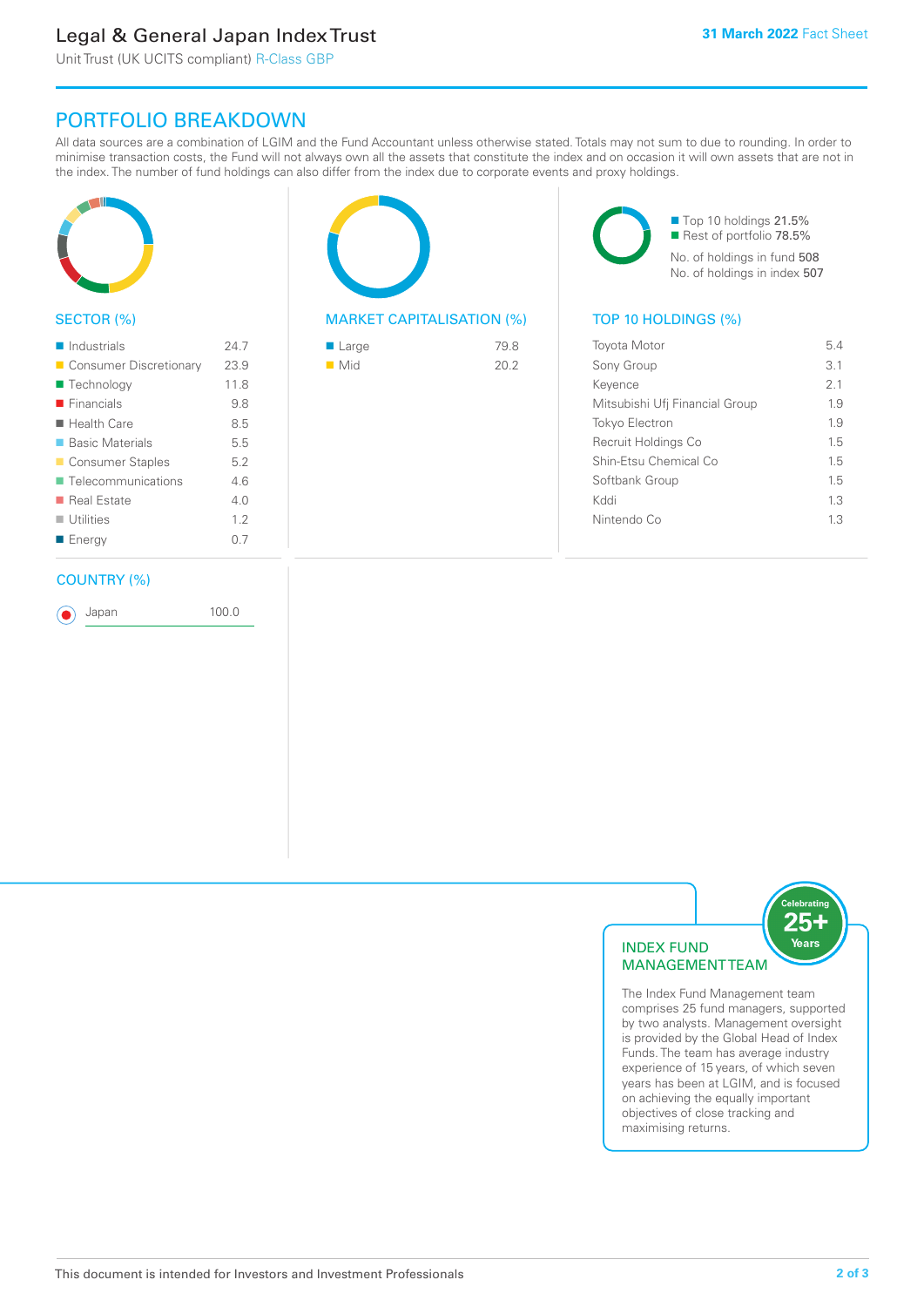## PORTFOLIO BREAKDOWN

All data sources are a combination of LGIM and the Fund Accountant unless otherwise stated. Totals may not sum to due to rounding. In order to minimise transaction costs, the Fund will not always own all the assets that constitute the index and on occasion it will own assets that are not in the index. The number of fund holdings can also differ from the index due to corporate events and proxy holdings.

### SECTOR (%)

| Sector | % |
|---|---|
| Industrials | 24.7 |
| Consumer Discretionary | 23.9 |
| Technology | 11.8 |
| Financials | 9.8 |
| Health Care | 8.5 |
| Basic Materials | 5.5 |
| Consumer Staples | 5.2 |
| Telecommunications | 4.6 |
| Real Estate | 4.0 |
| Utilities | 1.2 |
| Energy | 0.7 |

### MARKET CAPITALISATION (%)

| Market Cap | % |
|---|---|
| Large | 79.8 |
| Mid | 20.2 |

Top 10 holdings 21.5%
Rest of portfolio 78.5%
No. of holdings in fund 508
No. of holdings in index 507

### TOP 10 HOLDINGS (%)

| Holding | % |
|---|---|
| Toyota Motor | 5.4 |
| Sony Group | 3.1 |
| Keyence | 2.1 |
| Mitsubishi Ufj Financial Group | 1.9 |
| Tokyo Electron | 1.9 |
| Recruit Holdings Co | 1.5 |
| Shin-Etsu Chemical Co | 1.5 |
| Softbank Group | 1.5 |
| Kddi | 1.3 |
| Nintendo Co | 1.3 |

### COUNTRY (%)

| Country | % |
|---|---|
| Japan | 100.0 |

### INDEX FUND MANAGEMENT TEAM

Celebrating 25+ Years

The Index Fund Management team comprises 25 fund managers, supported by two analysts. Management oversight is provided by the Global Head of Index Funds. The team has average industry experience of 15 years, of which seven years has been at LGIM, and is focused on achieving the equally important objectives of close tracking and maximising returns.

This document is intended for Investors and Investment Professionals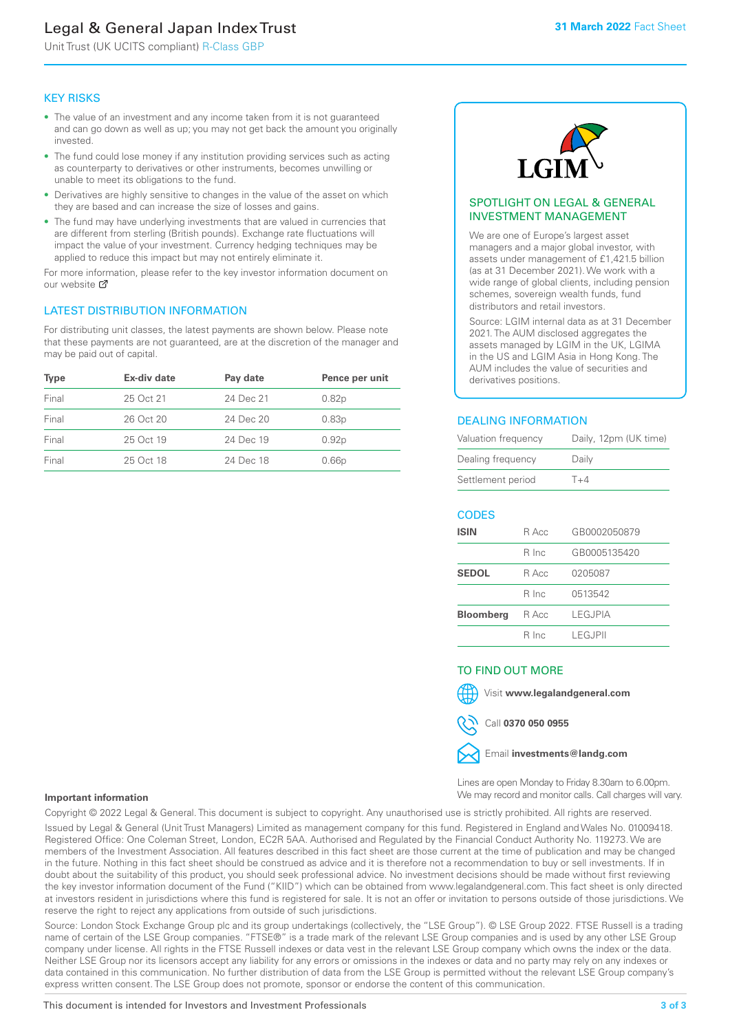# Legal & General Japan Index Trust

Unit Trust (UK UCITS compliant) R-Class GBP

31 March 2022 Fact Sheet

## KEY RISKS

- The value of an investment and any income taken from it is not guaranteed and can go down as well as up; you may not get back the amount you originally invested.
- The fund could lose money if any institution providing services such as acting as counterparty to derivatives or other instruments, becomes unwilling or unable to meet its obligations to the fund.
- Derivatives are highly sensitive to changes in the value of the asset on which they are based and can increase the size of losses and gains.
- The fund may have underlying investments that are valued in currencies that are different from sterling (British pounds). Exchange rate fluctuations will impact the value of your investment. Currency hedging techniques may be applied to reduce this impact but may not entirely eliminate it.

For more information, please refer to the key investor information document on our website

## LATEST DISTRIBUTION INFORMATION

For distributing unit classes, the latest payments are shown below. Please note that these payments are not guaranteed, are at the discretion of the manager and may be paid out of capital.

| Type | Ex-div date | Pay date | Pence per unit |
|---|---|---|---|
| Final | 25 Oct 21 | 24 Dec 21 | 0.82p |
| Final | 26 Oct 20 | 24 Dec 20 | 0.83p |
| Final | 25 Oct 19 | 24 Dec 19 | 0.92p |
| Final | 25 Oct 18 | 24 Dec 18 | 0.66p |

## SPOTLIGHT ON LEGAL & GENERAL INVESTMENT MANAGEMENT

We are one of Europe's largest asset managers and a major global investor, with assets under management of £1,421.5 billion (as at 31 December 2021). We work with a wide range of global clients, including pension schemes, sovereign wealth funds, fund distributors and retail investors.

Source: LGIM internal data as at 31 December 2021. The AUM disclosed aggregates the assets managed by LGIM in the UK, LGIMA in the US and LGIM Asia in Hong Kong. The AUM includes the value of securities and derivatives positions.

## DEALING INFORMATION

| | |
|---|---|
| Valuation frequency | Daily, 12pm (UK time) |
| Dealing frequency | Daily |
| Settlement period | T+4 |

## CODES

| | | |
|---|---|---|
| **ISIN** | R Acc | GB0002050879 |
| | R Inc | GB0005135420 |
| **SEDOL** | R Acc | 0205087 |
| | R Inc | 0513542 |
| **Bloomberg** | R Acc | LEGJPIA |
| | R Inc | LEGJPII |

## TO FIND OUT MORE

Visit **www.legalandgeneral.com**

Call **0370 050 0955**

Email **investments@landg.com**

Lines are open Monday to Friday 8.30am to 6.00pm. We may record and monitor calls. Call charges will vary.

**Important information**

Copyright © 2022 Legal & General. This document is subject to copyright. Any unauthorised use is strictly prohibited. All rights are reserved.

Issued by Legal & General (Unit Trust Managers) Limited as management company for this fund. Registered in England and Wales No. 01009418. Registered Office: One Coleman Street, London, EC2R 5AA. Authorised and Regulated by the Financial Conduct Authority No. 119273. We are members of the Investment Association. All features described in this fact sheet are those current at the time of publication and may be changed in the future. Nothing in this fact sheet should be construed as advice and it is therefore not a recommendation to buy or sell investments. If in doubt about the suitability of this product, you should seek professional advice. No investment decisions should be made without first reviewing the key investor information document of the Fund ("KIID") which can be obtained from www.legalandgeneral.com. This fact sheet is only directed at investors resident in jurisdictions where this fund is registered for sale. It is not an offer or invitation to persons outside of those jurisdictions. We reserve the right to reject any applications from outside of such jurisdictions.

Source: London Stock Exchange Group plc and its group undertakings (collectively, the "LSE Group"). © LSE Group 2022. FTSE Russell is a trading name of certain of the LSE Group companies. "FTSE®" is a trade mark of the relevant LSE Group companies and is used by any other LSE Group company under license. All rights in the FTSE Russell indexes or data vest in the relevant LSE Group company which owns the index or the data. Neither LSE Group nor its licensors accept any liability for any errors or omissions in the indexes or data and no party may rely on any indexes or data contained in this communication. No further distribution of data from the LSE Group is permitted without the relevant LSE Group company's express written consent. The LSE Group does not promote, sponsor or endorse the content of this communication.

This document is intended for Investors and Investment Professionals